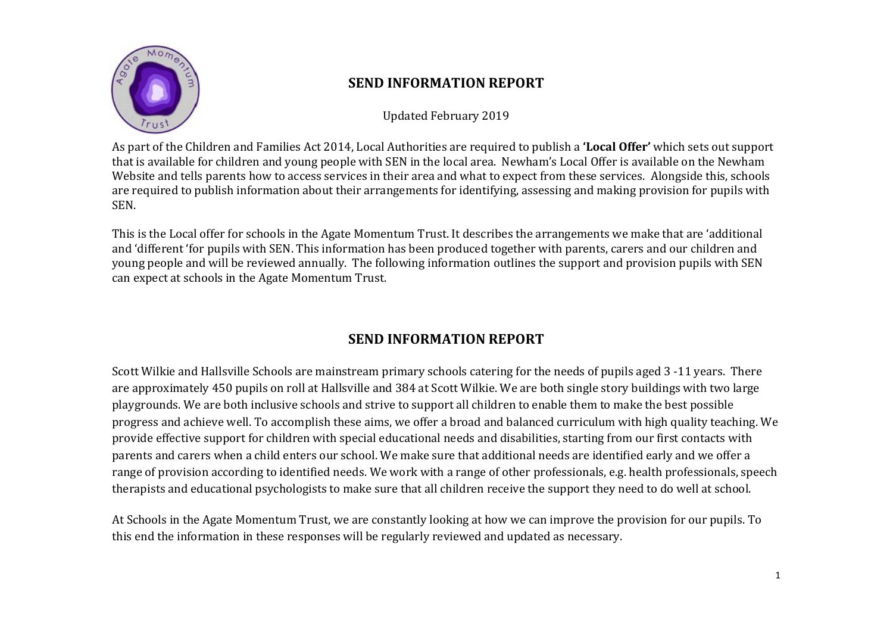# SEND INFORMATION REPORT

Updated February 2019

As part of the Children and Families Act 2014, Local Authorities are required to publish a **'Local Offer'** which sets out support that is available for children and young people with SEN in the local area. Newham's Local Offer is available on the Newham Website and tells parents how to access services in their area and what to expect from these services. Alongside this, schools are required to publish information about their arrangements for identifying, assessing and making provision for pupils with SEN.

This is the Local offer for schools in the Agate Momentum Trust. It describes the arrangements we make that are 'additional and 'different 'for pupils with SEN. This information has been produced together with parents, carers and our children and young people and will be reviewed annually. The following information outlines the support and provision pupils with SEN can expect at schools in the Agate Momentum Trust.

# SEND INFORMATION REPORT

Scott Wilkie and Hallsville Schools are mainstream primary schools catering for the needs of pupils aged 3 -11 years. There are approximately 450 pupils on roll at Hallsville and 384 at Scott Wilkie. We are both single story buildings with two large playgrounds. We are both inclusive schools and strive to support all children to enable them to make the best possible progress and achieve well. To accomplish these aims, we offer a broad and balanced curriculum with high quality teaching. We provide effective support for children with special educational needs and disabilities, starting from our first contacts with parents and carers when a child enters our school. We make sure that additional needs are identified early and we offer a range of provision according to identified needs. We work with a range of other professionals, e.g. health professionals, speech therapists and educational psychologists to make sure that all children receive the support they need to do well at school.

At Schools in the Agate Momentum Trust, we are constantly looking at how we can improve the provision for our pupils. To this end the information in these responses will be regularly reviewed and updated as necessary.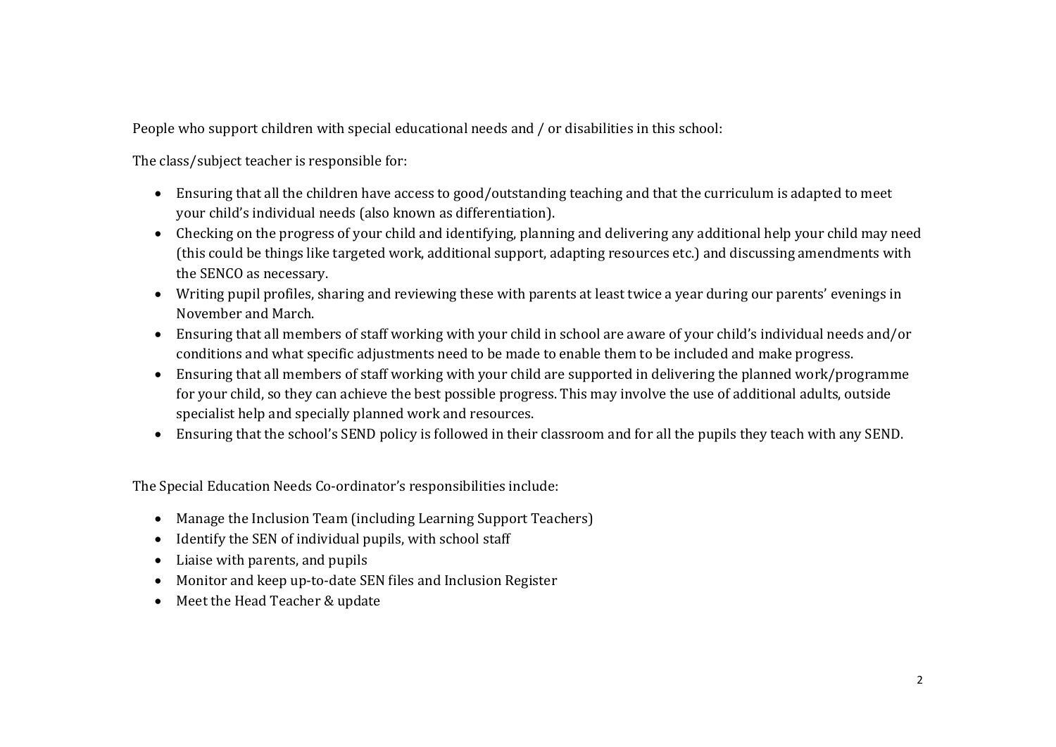People who support children with special educational needs and / or disabilities in this school:

The class/subject teacher is responsible for:

- Ensuring that all the children have access to good/outstanding teaching and that the curriculum is adapted to meet your child's individual needs (also known as differentiation).
- Checking on the progress of your child and identifying, planning and delivering any additional help your child may need (this could be things like targeted work, additional support, adapting resources etc.) and discussing amendments with the SENCO as necessary.
- Writing pupil profiles, sharing and reviewing these with parents at least twice a year during our parents' evenings in November and March.
- Ensuring that all members of staff working with your child in school are aware of your child's individual needs and/or conditions and what specific adjustments need to be made to enable them to be included and make progress.
- Ensuring that all members of staff working with your child are supported in delivering the planned work/programme for your child, so they can achieve the best possible progress. This may involve the use of additional adults, outside specialist help and specially planned work and resources.
- Ensuring that the school's SEND policy is followed in their classroom and for all the pupils they teach with any SEND.

The Special Education Needs Co-ordinator's responsibilities include:

- Manage the Inclusion Team (including Learning Support Teachers)
- Identify the SEN of individual pupils, with school staff
- Liaise with parents, and pupils
- Monitor and keep up-to-date SEN files and Inclusion Register
- Meet the Head Teacher & update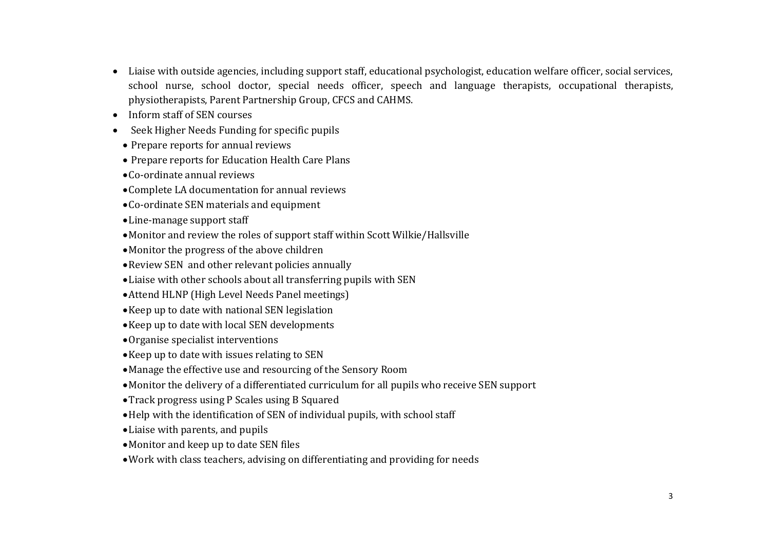- Liaise with outside agencies, including support staff, educational psychologist, education welfare officer, social services, school nurse, school doctor, special needs officer, speech and language therapists, occupational therapists, physiotherapists, Parent Partnership Group, CFCS and CAHMS.
- Inform staff of SEN courses
- Seek Higher Needs Funding for specific pupils
- Prepare reports for annual reviews
- Prepare reports for Education Health Care Plans
- Co-ordinate annual reviews
- Complete LA documentation for annual reviews
- Co-ordinate SEN materials and equipment
- Line-manage support staff
- Monitor and review the roles of support staff within Scott Wilkie/Hallsville
- Monitor the progress of the above children
- Review SEN and other relevant policies annually
- Liaise with other schools about all transferring pupils with SEN
- Attend HLNP (High Level Needs Panel meetings)
- Keep up to date with national SEN legislation
- Keep up to date with local SEN developments
- Organise specialist interventions
- Keep up to date with issues relating to SEN
- Manage the effective use and resourcing of the Sensory Room
- Monitor the delivery of a differentiated curriculum for all pupils who receive SEN support
- Track progress using P Scales using B Squared
- Help with the identification of SEN of individual pupils, with school staff
- Liaise with parents, and pupils
- Monitor and keep up to date SEN files
- Work with class teachers, advising on differentiating and providing for needs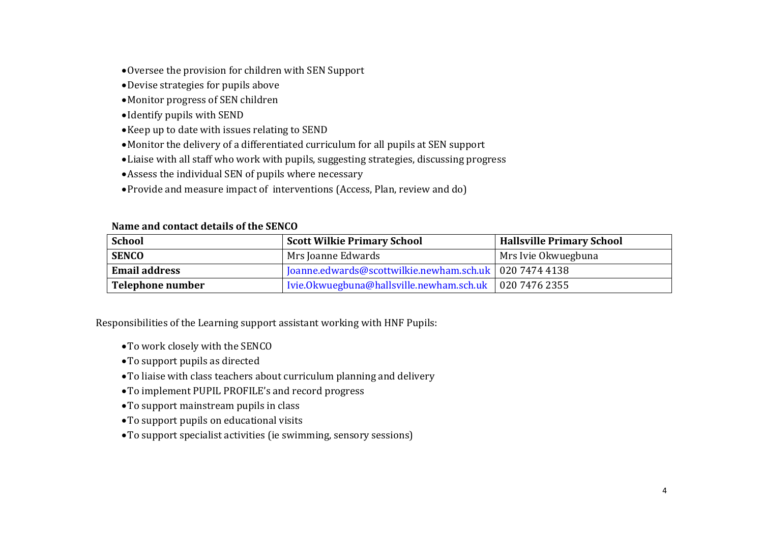- Oversee the provision for children with SEN Support
- Devise strategies for pupils above
- Monitor progress of SEN children
- Identify pupils with SEND
- Keep up to date with issues relating to SEND
- Monitor the delivery of a differentiated curriculum for all pupils at SEN support
- Liaise with all staff who work with pupils, suggesting strategies, discussing progress
- Assess the individual SEN of pupils where necessary
- Provide and measure impact of interventions (Access, Plan, review and do)

**Name and contact details of the SENCO**

| **School** | **Scott Wilkie Primary School** | **Hallsville Primary School** |
|---|---|---|
| **SENCO** | Mrs Joanne Edwards | Mrs Ivie Okwuegbuna |
| **Email address** | Joanne.edwards@scottwilkie.newham.sch.uk | 020 7474 4138 |
| **Telephone number** | Ivie.Okwuegbuna@hallsville.newham.sch.uk | 020 7476 2355 |

Responsibilities of the Learning support assistant working with HNF Pupils:

- To work closely with the SENCO
- To support pupils as directed
- To liaise with class teachers about curriculum planning and delivery
- To implement PUPIL PROFILE's and record progress
- To support mainstream pupils in class
- To support pupils on educational visits
- To support specialist activities (ie swimming, sensory sessions)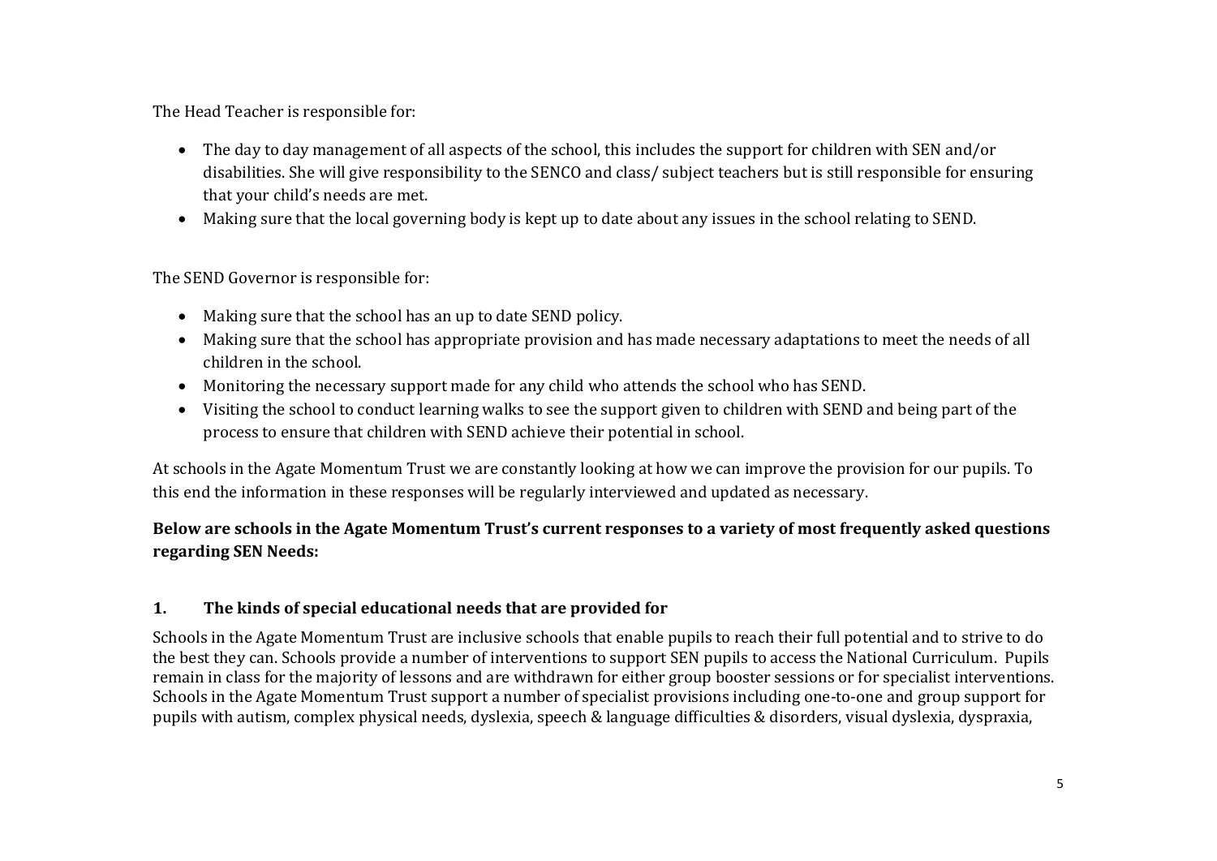The Head Teacher is responsible for:

- The day to day management of all aspects of the school, this includes the support for children with SEN and/or disabilities. She will give responsibility to the SENCO and class/ subject teachers but is still responsible for ensuring that your child's needs are met.
- Making sure that the local governing body is kept up to date about any issues in the school relating to SEND.

The SEND Governor is responsible for:

- Making sure that the school has an up to date SEND policy.
- Making sure that the school has appropriate provision and has made necessary adaptations to meet the needs of all children in the school.
- Monitoring the necessary support made for any child who attends the school who has SEND.
- Visiting the school to conduct learning walks to see the support given to children with SEND and being part of the process to ensure that children with SEND achieve their potential in school.

At schools in the Agate Momentum Trust we are constantly looking at how we can improve the provision for our pupils. To this end the information in these responses will be regularly interviewed and updated as necessary.

**Below are schools in the Agate Momentum Trust's current responses to a variety of most frequently asked questions regarding SEN Needs:**

## 1. The kinds of special educational needs that are provided for

Schools in the Agate Momentum Trust are inclusive schools that enable pupils to reach their full potential and to strive to do the best they can. Schools provide a number of interventions to support SEN pupils to access the National Curriculum. Pupils remain in class for the majority of lessons and are withdrawn for either group booster sessions or for specialist interventions. Schools in the Agate Momentum Trust support a number of specialist provisions including one-to-one and group support for pupils with autism, complex physical needs, dyslexia, speech & language difficulties & disorders, visual dyslexia, dyspraxia,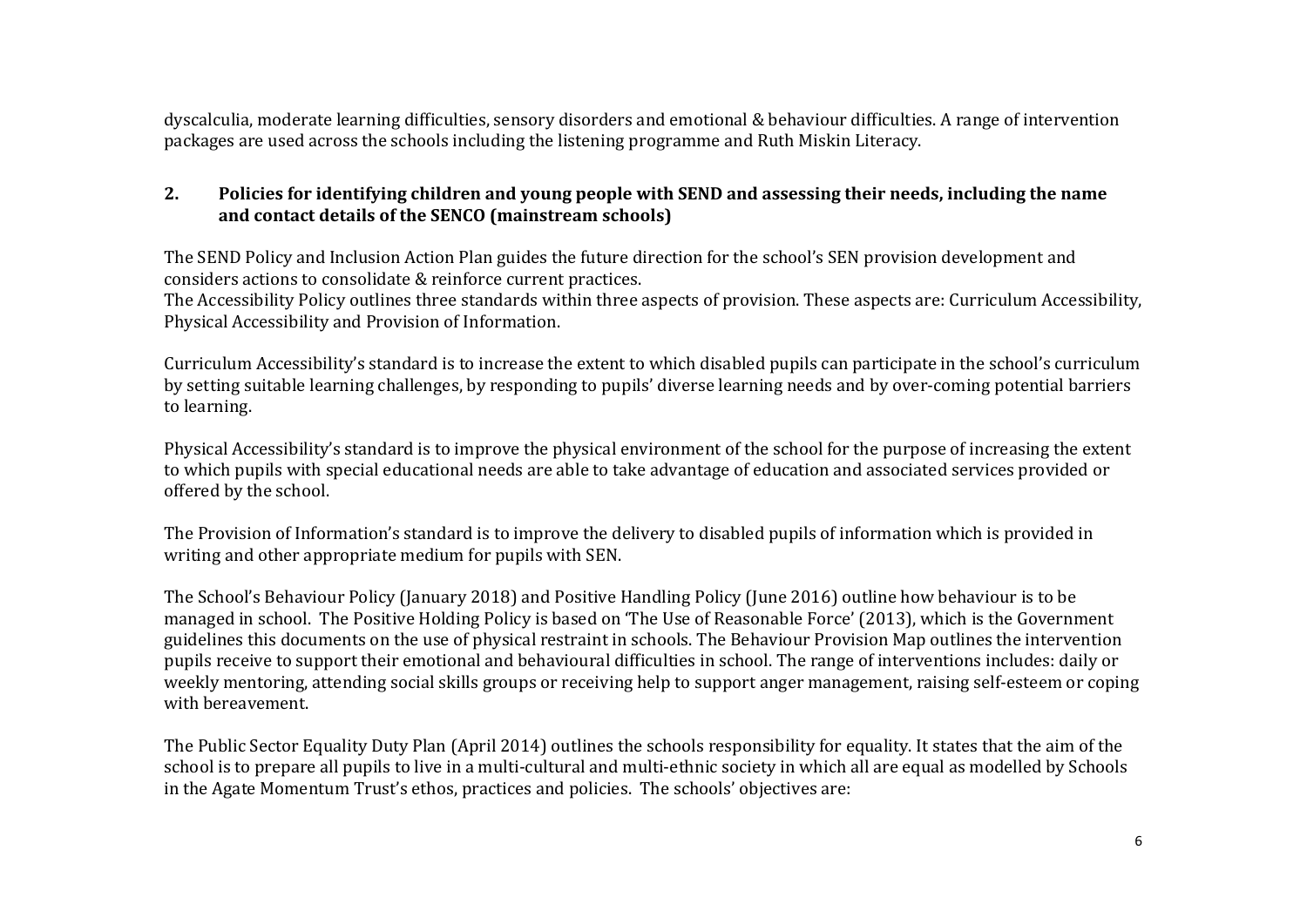dyscalculia, moderate learning difficulties, sensory disorders and emotional & behaviour difficulties. A range of intervention packages are used across the schools including the listening programme and Ruth Miskin Literacy.

## 2. Policies for identifying children and young people with SEND and assessing their needs, including the name and contact details of the SENCO (mainstream schools)

The SEND Policy and Inclusion Action Plan guides the future direction for the school's SEN provision development and considers actions to consolidate & reinforce current practices.
The Accessibility Policy outlines three standards within three aspects of provision. These aspects are: Curriculum Accessibility, Physical Accessibility and Provision of Information.

Curriculum Accessibility's standard is to increase the extent to which disabled pupils can participate in the school's curriculum by setting suitable learning challenges, by responding to pupils' diverse learning needs and by over-coming potential barriers to learning.

Physical Accessibility's standard is to improve the physical environment of the school for the purpose of increasing the extent to which pupils with special educational needs are able to take advantage of education and associated services provided or offered by the school.

The Provision of Information's standard is to improve the delivery to disabled pupils of information which is provided in writing and other appropriate medium for pupils with SEN.

The School's Behaviour Policy (January 2018) and Positive Handling Policy (June 2016) outline how behaviour is to be managed in school. The Positive Holding Policy is based on 'The Use of Reasonable Force' (2013), which is the Government guidelines this documents on the use of physical restraint in schools. The Behaviour Provision Map outlines the intervention pupils receive to support their emotional and behavioural difficulties in school. The range of interventions includes: daily or weekly mentoring, attending social skills groups or receiving help to support anger management, raising self-esteem or coping with bereavement.

The Public Sector Equality Duty Plan (April 2014) outlines the schools responsibility for equality. It states that the aim of the school is to prepare all pupils to live in a multi-cultural and multi-ethnic society in which all are equal as modelled by Schools in the Agate Momentum Trust's ethos, practices and policies. The schools' objectives are: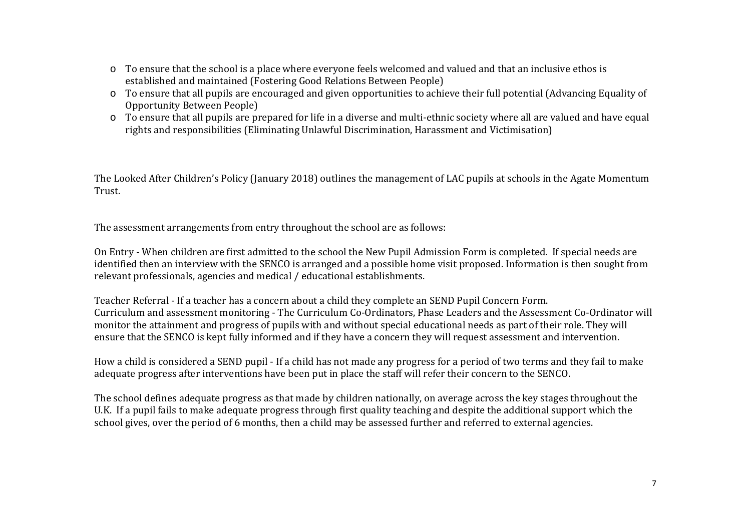- To ensure that the school is a place where everyone feels welcomed and valued and that an inclusive ethos is established and maintained (Fostering Good Relations Between People)
- To ensure that all pupils are encouraged and given opportunities to achieve their full potential (Advancing Equality of Opportunity Between People)
- To ensure that all pupils are prepared for life in a diverse and multi-ethnic society where all are valued and have equal rights and responsibilities (Eliminating Unlawful Discrimination, Harassment and Victimisation)

The Looked After Children's Policy (January 2018) outlines the management of LAC pupils at schools in the Agate Momentum Trust.

The assessment arrangements from entry throughout the school are as follows:

On Entry - When children are first admitted to the school the New Pupil Admission Form is completed. If special needs are identified then an interview with the SENCO is arranged and a possible home visit proposed. Information is then sought from relevant professionals, agencies and medical / educational establishments.

Teacher Referral - If a teacher has a concern about a child they complete an SEND Pupil Concern Form.
Curriculum and assessment monitoring - The Curriculum Co-Ordinators, Phase Leaders and the Assessment Co-Ordinator will monitor the attainment and progress of pupils with and without special educational needs as part of their role. They will ensure that the SENCO is kept fully informed and if they have a concern they will request assessment and intervention.

How a child is considered a SEND pupil - If a child has not made any progress for a period of two terms and they fail to make adequate progress after interventions have been put in place the staff will refer their concern to the SENCO.

The school defines adequate progress as that made by children nationally, on average across the key stages throughout the U.K. If a pupil fails to make adequate progress through first quality teaching and despite the additional support which the school gives, over the period of 6 months, then a child may be assessed further and referred to external agencies.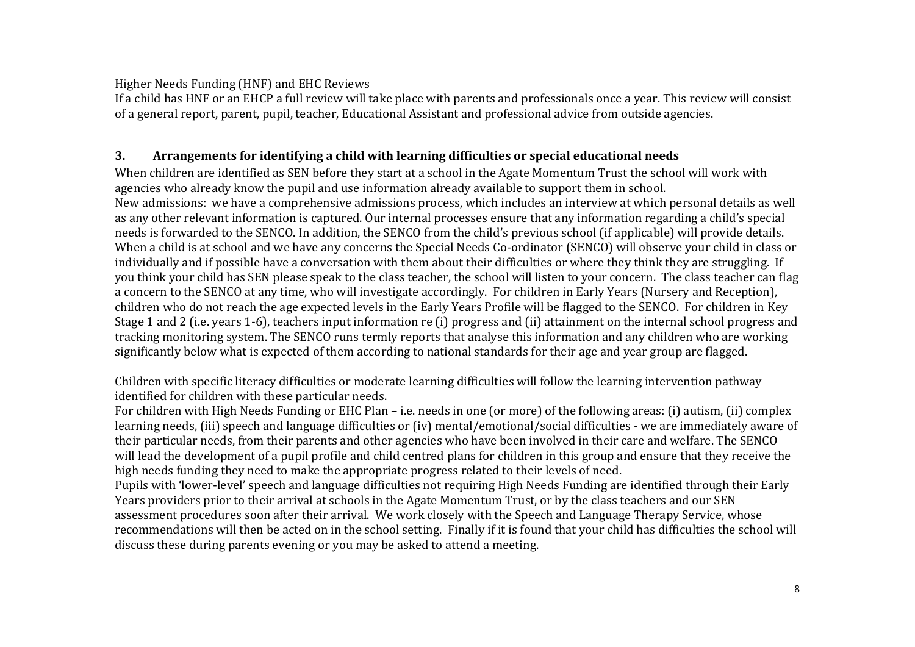Higher Needs Funding (HNF) and EHC Reviews

If a child has HNF or an EHCP a full review will take place with parents and professionals once a year. This review will consist of a general report, parent, pupil, teacher, Educational Assistant and professional advice from outside agencies.

## 3. Arrangements for identifying a child with learning difficulties or special educational needs

When children are identified as SEN before they start at a school in the Agate Momentum Trust the school will work with agencies who already know the pupil and use information already available to support them in school.

New admissions: we have a comprehensive admissions process, which includes an interview at which personal details as well as any other relevant information is captured. Our internal processes ensure that any information regarding a child's special needs is forwarded to the SENCO. In addition, the SENCO from the child's previous school (if applicable) will provide details. When a child is at school and we have any concerns the Special Needs Co-ordinator (SENCO) will observe your child in class or individually and if possible have a conversation with them about their difficulties or where they think they are struggling. If you think your child has SEN please speak to the class teacher, the school will listen to your concern. The class teacher can flag a concern to the SENCO at any time, who will investigate accordingly. For children in Early Years (Nursery and Reception), children who do not reach the age expected levels in the Early Years Profile will be flagged to the SENCO. For children in Key Stage 1 and 2 (i.e. years 1-6), teachers input information re (i) progress and (ii) attainment on the internal school progress and tracking monitoring system. The SENCO runs termly reports that analyse this information and any children who are working significantly below what is expected of them according to national standards for their age and year group are flagged.

Children with specific literacy difficulties or moderate learning difficulties will follow the learning intervention pathway identified for children with these particular needs.

For children with High Needs Funding or EHC Plan – i.e. needs in one (or more) of the following areas: (i) autism, (ii) complex learning needs, (iii) speech and language difficulties or (iv) mental/emotional/social difficulties - we are immediately aware of their particular needs, from their parents and other agencies who have been involved in their care and welfare. The SENCO will lead the development of a pupil profile and child centred plans for children in this group and ensure that they receive the high needs funding they need to make the appropriate progress related to their levels of need.

Pupils with 'lower-level' speech and language difficulties not requiring High Needs Funding are identified through their Early Years providers prior to their arrival at schools in the Agate Momentum Trust, or by the class teachers and our SEN assessment procedures soon after their arrival. We work closely with the Speech and Language Therapy Service, whose recommendations will then be acted on in the school setting. Finally if it is found that your child has difficulties the school will discuss these during parents evening or you may be asked to attend a meeting.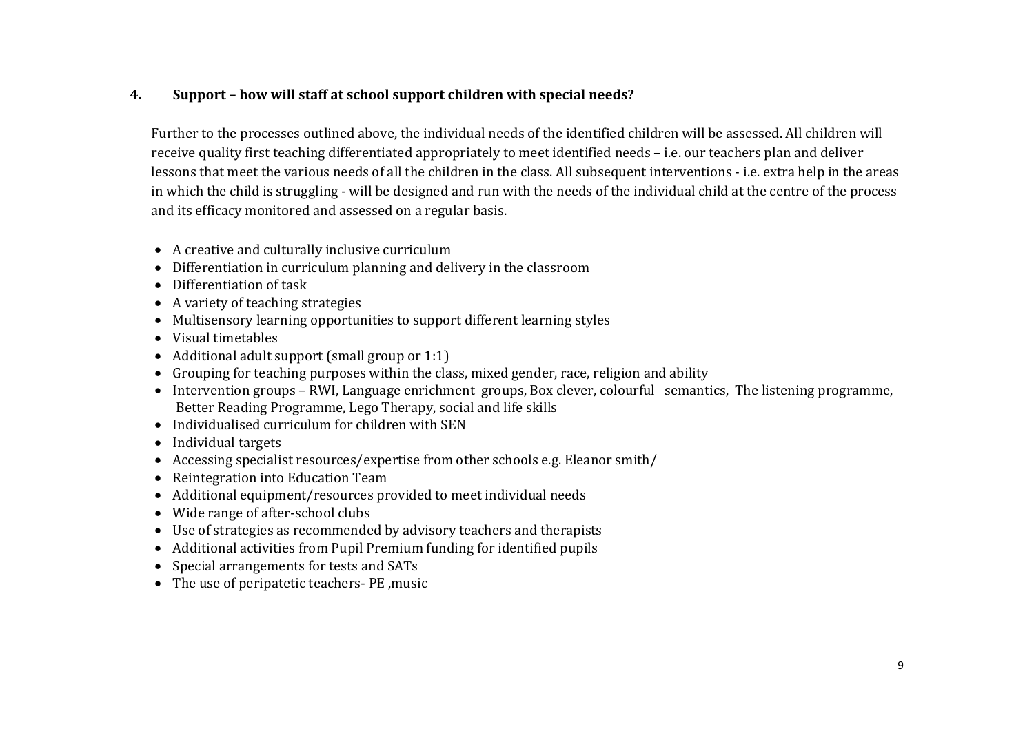## 4. Support – how will staff at school support children with special needs?

Further to the processes outlined above, the individual needs of the identified children will be assessed. All children will receive quality first teaching differentiated appropriately to meet identified needs – i.e. our teachers plan and deliver lessons that meet the various needs of all the children in the class. All subsequent interventions - i.e. extra help in the areas in which the child is struggling - will be designed and run with the needs of the individual child at the centre of the process and its efficacy monitored and assessed on a regular basis.

- A creative and culturally inclusive curriculum
- Differentiation in curriculum planning and delivery in the classroom
- Differentiation of task
- A variety of teaching strategies
- Multisensory learning opportunities to support different learning styles
- Visual timetables
- Additional adult support (small group or 1:1)
- Grouping for teaching purposes within the class, mixed gender, race, religion and ability
- Intervention groups – RWI, Language enrichment groups, Box clever, colourful semantics, The listening programme, Better Reading Programme, Lego Therapy, social and life skills
- Individualised curriculum for children with SEN
- Individual targets
- Accessing specialist resources/expertise from other schools e.g. Eleanor smith/
- Reintegration into Education Team
- Additional equipment/resources provided to meet individual needs
- Wide range of after-school clubs
- Use of strategies as recommended by advisory teachers and therapists
- Additional activities from Pupil Premium funding for identified pupils
- Special arrangements for tests and SATs
- The use of peripatetic teachers- PE ,music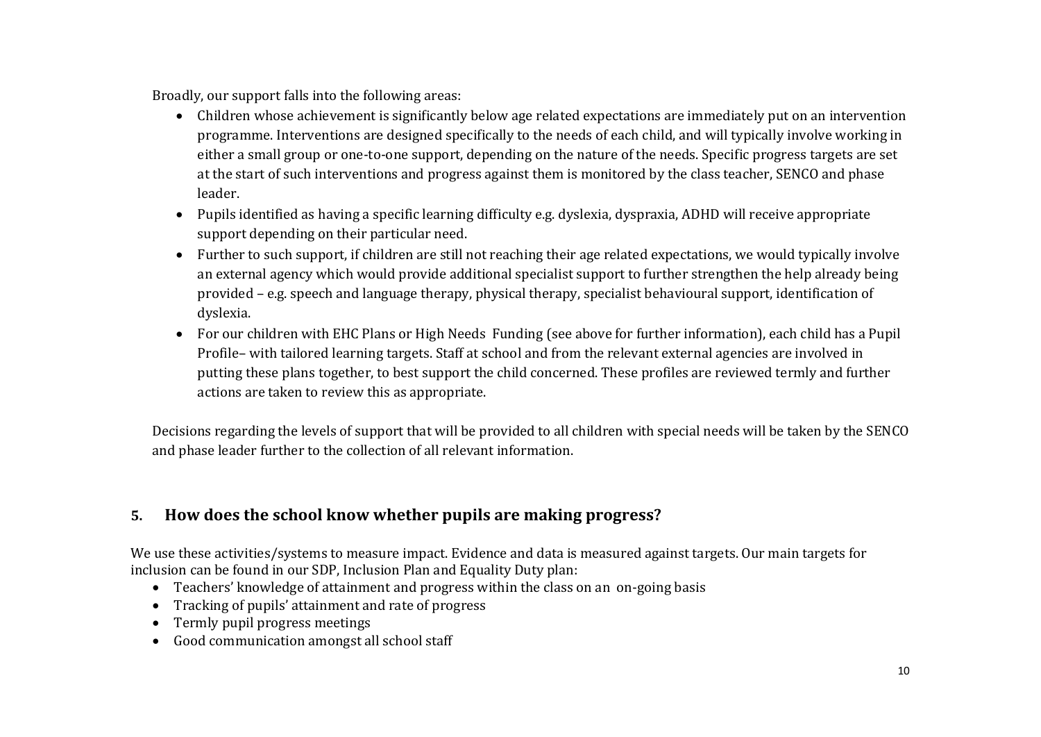Broadly, our support falls into the following areas:

- Children whose achievement is significantly below age related expectations are immediately put on an intervention programme. Interventions are designed specifically to the needs of each child, and will typically involve working in either a small group or one-to-one support, depending on the nature of the needs. Specific progress targets are set at the start of such interventions and progress against them is monitored by the class teacher, SENCO and phase leader.
- Pupils identified as having a specific learning difficulty e.g. dyslexia, dyspraxia, ADHD will receive appropriate support depending on their particular need.
- Further to such support, if children are still not reaching their age related expectations, we would typically involve an external agency which would provide additional specialist support to further strengthen the help already being provided – e.g. speech and language therapy, physical therapy, specialist behavioural support, identification of dyslexia.
- For our children with EHC Plans or High Needs Funding (see above for further information), each child has a Pupil Profile– with tailored learning targets. Staff at school and from the relevant external agencies are involved in putting these plans together, to best support the child concerned. These profiles are reviewed termly and further actions are taken to review this as appropriate.

Decisions regarding the levels of support that will be provided to all children with special needs will be taken by the SENCO and phase leader further to the collection of all relevant information.

## 5. How does the school know whether pupils are making progress?

We use these activities/systems to measure impact. Evidence and data is measured against targets. Our main targets for inclusion can be found in our SDP, Inclusion Plan and Equality Duty plan:

- Teachers' knowledge of attainment and progress within the class on an on-going basis
- Tracking of pupils' attainment and rate of progress
- Termly pupil progress meetings
- Good communication amongst all school staff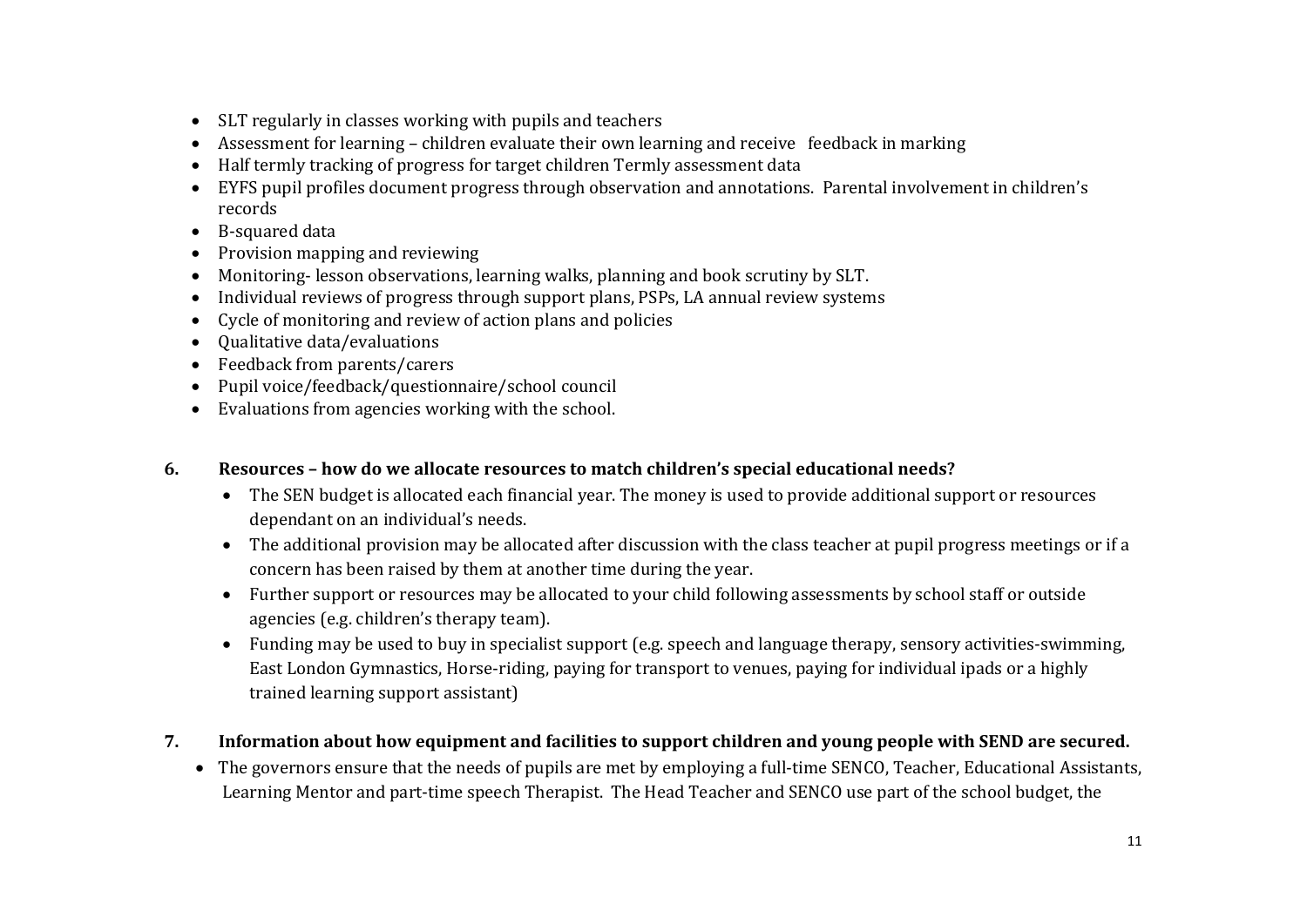- SLT regularly in classes working with pupils and teachers
- Assessment for learning – children evaluate their own learning and receive feedback in marking
- Half termly tracking of progress for target children Termly assessment data
- EYFS pupil profiles document progress through observation and annotations. Parental involvement in children's records
- B-squared data
- Provision mapping and reviewing
- Monitoring- lesson observations, learning walks, planning and book scrutiny by SLT.
- Individual reviews of progress through support plans, PSPs, LA annual review systems
- Cycle of monitoring and review of action plans and policies
- Qualitative data/evaluations
- Feedback from parents/carers
- Pupil voice/feedback/questionnaire/school council
- Evaluations from agencies working with the school.

**6. Resources – how do we allocate resources to match children's special educational needs?**

- The SEN budget is allocated each financial year. The money is used to provide additional support or resources dependant on an individual's needs.
- The additional provision may be allocated after discussion with the class teacher at pupil progress meetings or if a concern has been raised by them at another time during the year.
- Further support or resources may be allocated to your child following assessments by school staff or outside agencies (e.g. children's therapy team).
- Funding may be used to buy in specialist support (e.g. speech and language therapy, sensory activities-swimming, East London Gymnastics, Horse-riding, paying for transport to venues, paying for individual ipads or a highly trained learning support assistant)

**7. Information about how equipment and facilities to support children and young people with SEND are secured.**

- The governors ensure that the needs of pupils are met by employing a full-time SENCO, Teacher, Educational Assistants, Learning Mentor and part-time speech Therapist. The Head Teacher and SENCO use part of the school budget, the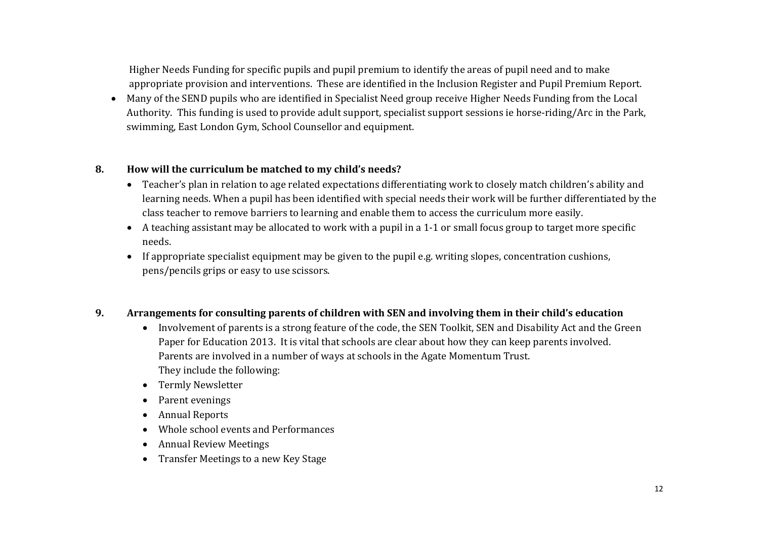Higher Needs Funding for specific pupils and pupil premium to identify the areas of pupil need and to make appropriate provision and interventions. These are identified in the Inclusion Register and Pupil Premium Report.

- Many of the SEND pupils who are identified in Specialist Need group receive Higher Needs Funding from the Local Authority. This funding is used to provide adult support, specialist support sessions ie horse-riding/Arc in the Park, swimming, East London Gym, School Counsellor and equipment.

## 8. How will the curriculum be matched to my child's needs?

- Teacher's plan in relation to age related expectations differentiating work to closely match children's ability and learning needs. When a pupil has been identified with special needs their work will be further differentiated by the class teacher to remove barriers to learning and enable them to access the curriculum more easily.
- A teaching assistant may be allocated to work with a pupil in a 1-1 or small focus group to target more specific needs.
- If appropriate specialist equipment may be given to the pupil e.g. writing slopes, concentration cushions, pens/pencils grips or easy to use scissors.

## 9. Arrangements for consulting parents of children with SEN and involving them in their child's education

- Involvement of parents is a strong feature of the code, the SEN Toolkit, SEN and Disability Act and the Green Paper for Education 2013. It is vital that schools are clear about how they can keep parents involved. Parents are involved in a number of ways at schools in the Agate Momentum Trust. They include the following:
- Termly Newsletter
- Parent evenings
- Annual Reports
- Whole school events and Performances
- Annual Review Meetings
- Transfer Meetings to a new Key Stage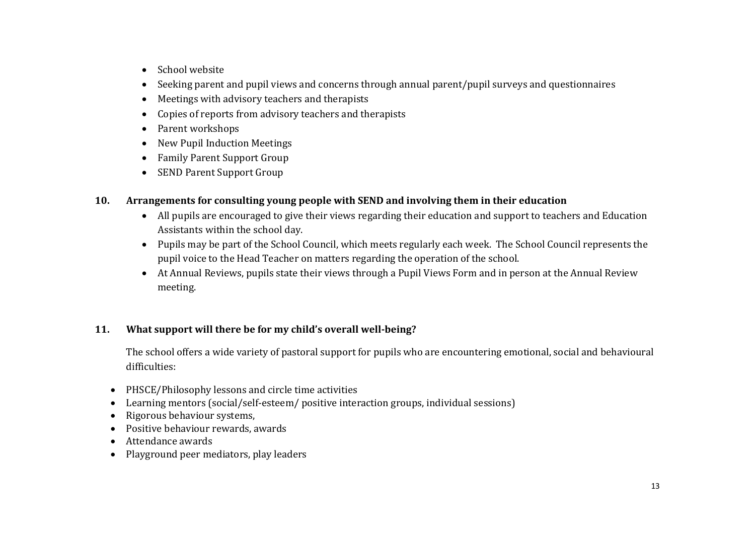- School website
- Seeking parent and pupil views and concerns through annual parent/pupil surveys and questionnaires
- Meetings with advisory teachers and therapists
- Copies of reports from advisory teachers and therapists
- Parent workshops
- New Pupil Induction Meetings
- Family Parent Support Group
- SEND Parent Support Group

## 10. Arrangements for consulting young people with SEND and involving them in their education

- All pupils are encouraged to give their views regarding their education and support to teachers and Education Assistants within the school day.
- Pupils may be part of the School Council, which meets regularly each week. The School Council represents the pupil voice to the Head Teacher on matters regarding the operation of the school.
- At Annual Reviews, pupils state their views through a Pupil Views Form and in person at the Annual Review meeting.

## 11. What support will there be for my child's overall well-being?

The school offers a wide variety of pastoral support for pupils who are encountering emotional, social and behavioural difficulties:

- PHSCE/Philosophy lessons and circle time activities
- Learning mentors (social/self-esteem/ positive interaction groups, individual sessions)
- Rigorous behaviour systems,
- Positive behaviour rewards, awards
- Attendance awards
- Playground peer mediators, play leaders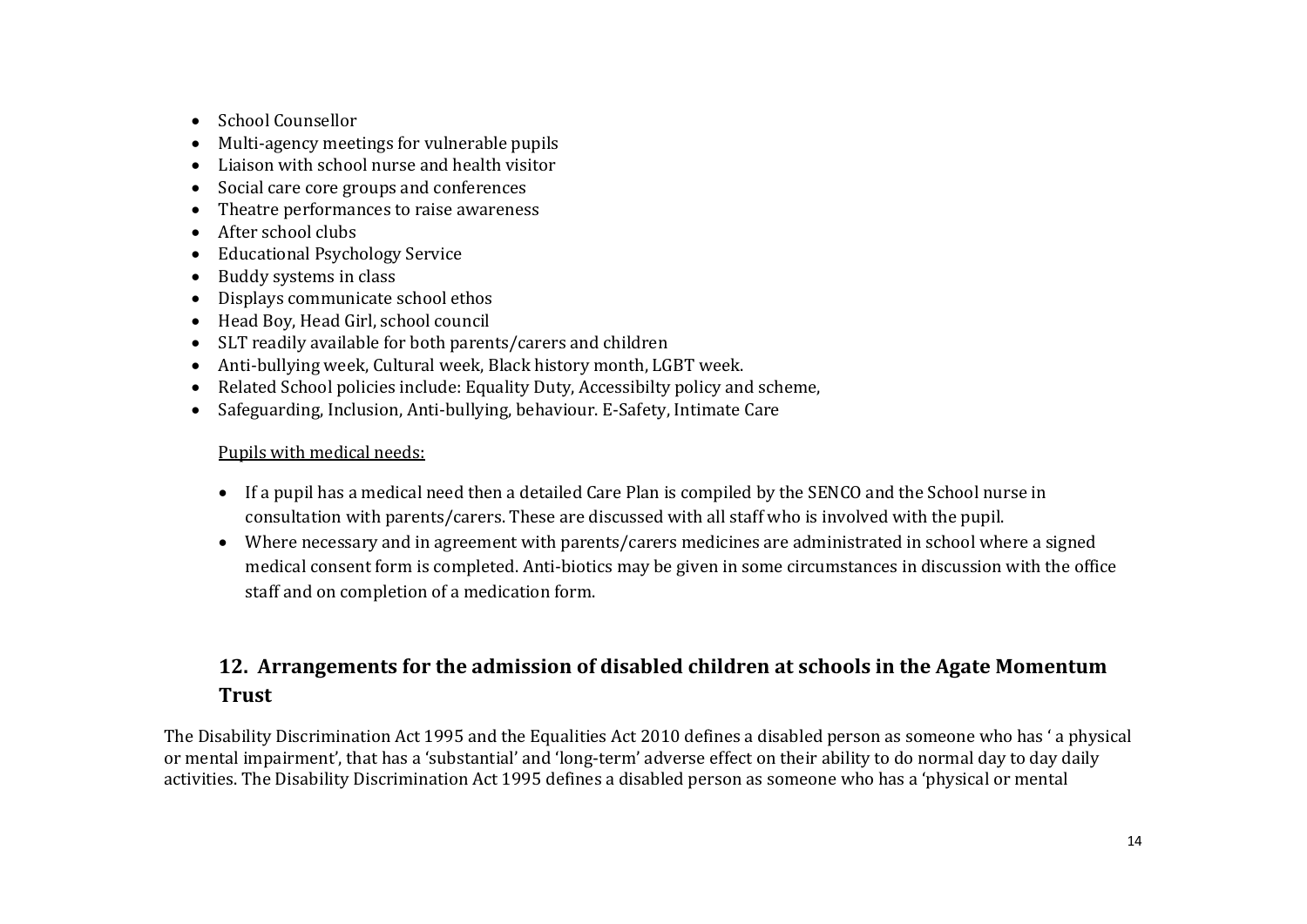- School Counsellor
- Multi-agency meetings for vulnerable pupils
- Liaison with school nurse and health visitor
- Social care core groups and conferences
- Theatre performances to raise awareness
- After school clubs
- Educational Psychology Service
- Buddy systems in class
- Displays communicate school ethos
- Head Boy, Head Girl, school council
- SLT readily available for both parents/carers and children
- Anti-bullying week, Cultural week, Black history month, LGBT week.
- Related School policies include: Equality Duty, Accessibilty policy and scheme,
- Safeguarding, Inclusion, Anti-bullying, behaviour. E-Safety, Intimate Care

<u>Pupils with medical needs:</u>

- If a pupil has a medical need then a detailed Care Plan is compiled by the SENCO and the School nurse in consultation with parents/carers. These are discussed with all staff who is involved with the pupil.
- Where necessary and in agreement with parents/carers medicines are administrated in school where a signed medical consent form is completed. Anti-biotics may be given in some circumstances in discussion with the office staff and on completion of a medication form.

## 12. Arrangements for the admission of disabled children at schools in the Agate Momentum Trust

The Disability Discrimination Act 1995 and the Equalities Act 2010 defines a disabled person as someone who has ' a physical or mental impairment', that has a 'substantial' and 'long-term' adverse effect on their ability to do normal day to day daily activities. The Disability Discrimination Act 1995 defines a disabled person as someone who has a 'physical or mental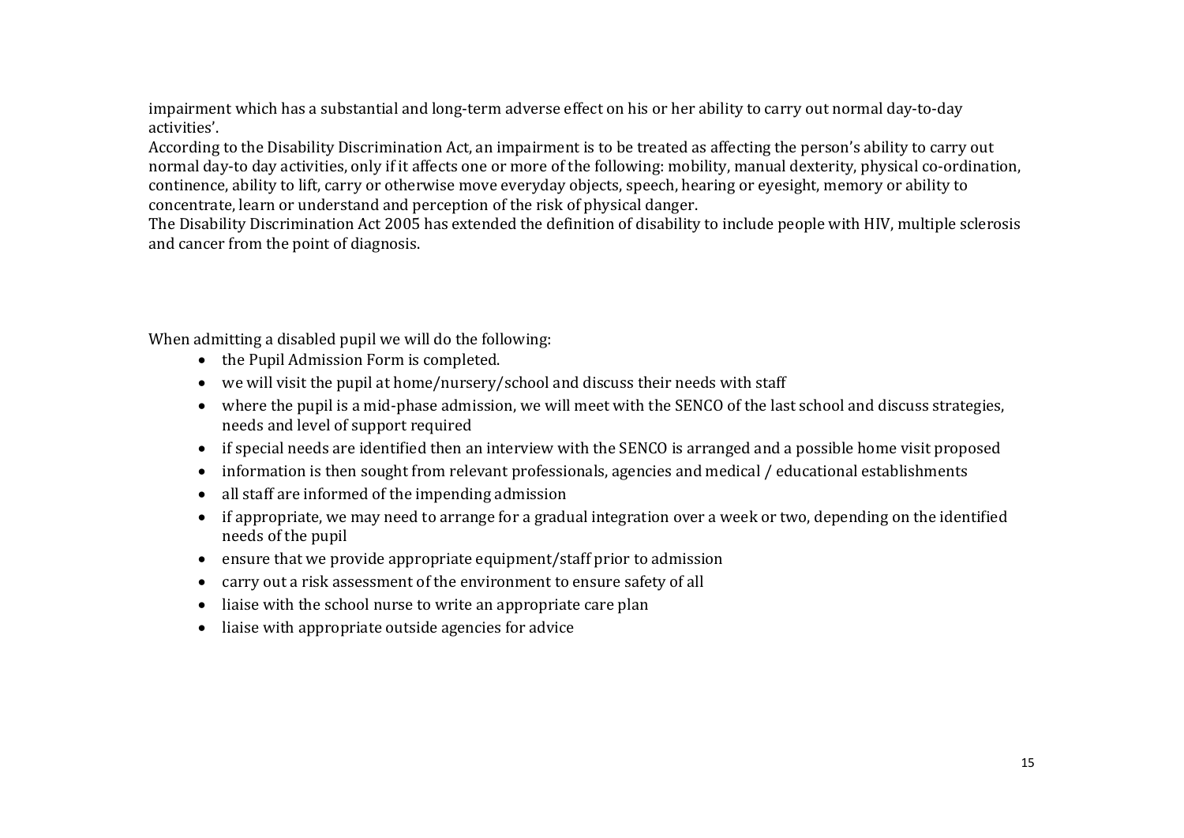impairment which has a substantial and long-term adverse effect on his or her ability to carry out normal day-to-day activities'.

According to the Disability Discrimination Act, an impairment is to be treated as affecting the person's ability to carry out normal day-to day activities, only if it affects one or more of the following: mobility, manual dexterity, physical co-ordination, continence, ability to lift, carry or otherwise move everyday objects, speech, hearing or eyesight, memory or ability to concentrate, learn or understand and perception of the risk of physical danger.

The Disability Discrimination Act 2005 has extended the definition of disability to include people with HIV, multiple sclerosis and cancer from the point of diagnosis.

When admitting a disabled pupil we will do the following:

- the Pupil Admission Form is completed.
- we will visit the pupil at home/nursery/school and discuss their needs with staff
- where the pupil is a mid-phase admission, we will meet with the SENCO of the last school and discuss strategies, needs and level of support required
- if special needs are identified then an interview with the SENCO is arranged and a possible home visit proposed
- information is then sought from relevant professionals, agencies and medical / educational establishments
- all staff are informed of the impending admission
- if appropriate, we may need to arrange for a gradual integration over a week or two, depending on the identified needs of the pupil
- ensure that we provide appropriate equipment/staff prior to admission
- carry out a risk assessment of the environment to ensure safety of all
- liaise with the school nurse to write an appropriate care plan
- liaise with appropriate outside agencies for advice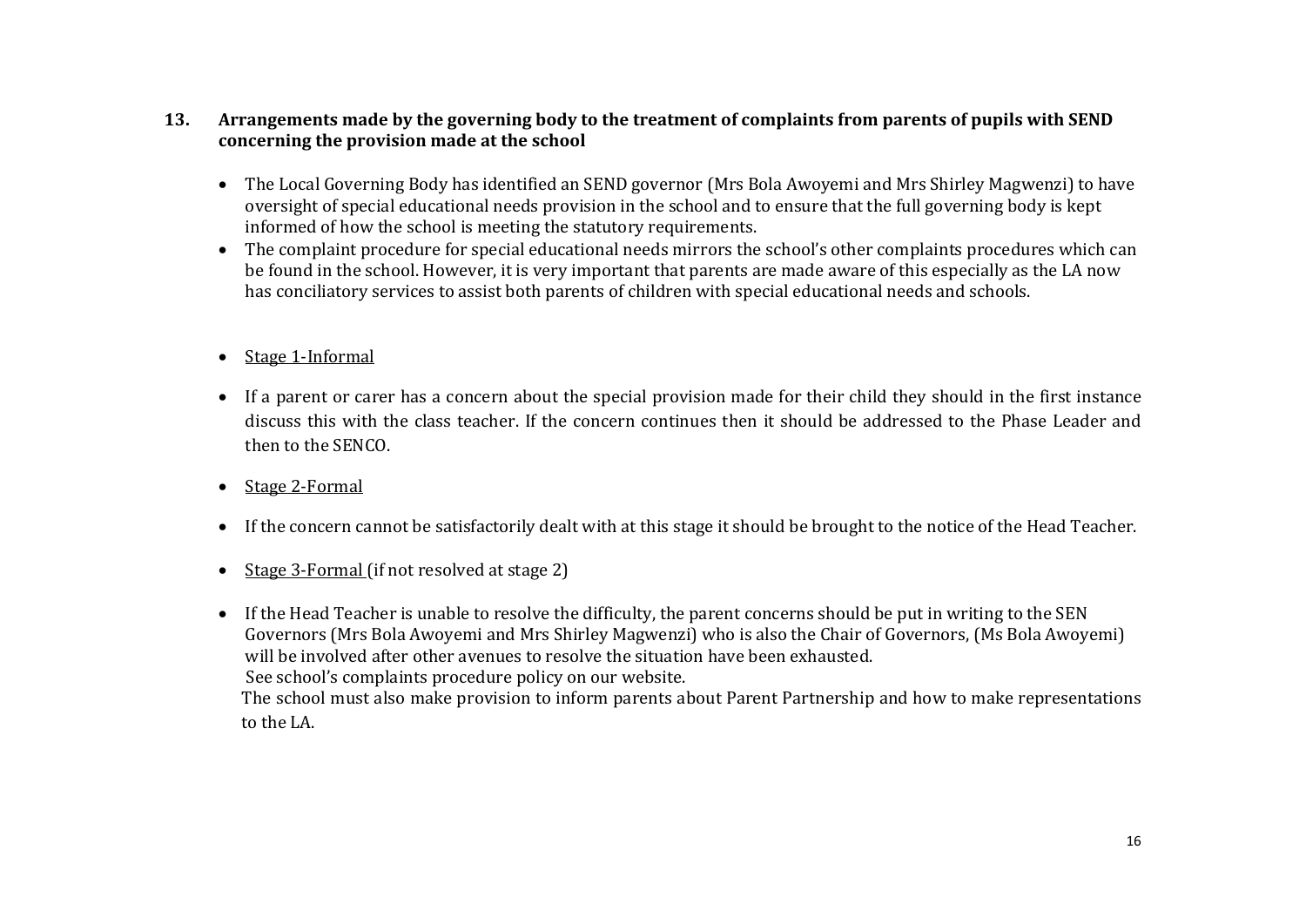## 13. Arrangements made by the governing body to the treatment of complaints from parents of pupils with SEND concerning the provision made at the school

- The Local Governing Body has identified an SEND governor (Mrs Bola Awoyemi and Mrs Shirley Magwenzi) to have oversight of special educational needs provision in the school and to ensure that the full governing body is kept informed of how the school is meeting the statutory requirements.
- The complaint procedure for special educational needs mirrors the school's other complaints procedures which can be found in the school. However, it is very important that parents are made aware of this especially as the LA now has conciliatory services to assist both parents of children with special educational needs and schools.

- Stage 1-Informal

- If a parent or carer has a concern about the special provision made for their child they should in the first instance discuss this with the class teacher. If the concern continues then it should be addressed to the Phase Leader and then to the SENCO.

- Stage 2-Formal

- If the concern cannot be satisfactorily dealt with at this stage it should be brought to the notice of the Head Teacher.

- Stage 3-Formal (if not resolved at stage 2)

- If the Head Teacher is unable to resolve the difficulty, the parent concerns should be put in writing to the SEN Governors (Mrs Bola Awoyemi and Mrs Shirley Magwenzi) who is also the Chair of Governors, (Ms Bola Awoyemi) will be involved after other avenues to resolve the situation have been exhausted.
  See school's complaints procedure policy on our website.
  The school must also make provision to inform parents about Parent Partnership and how to make representations to the LA.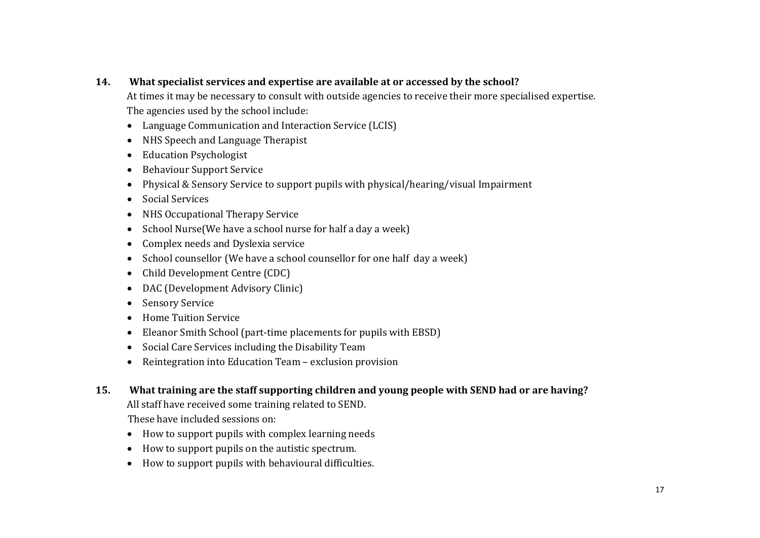**14. What specialist services and expertise are available at or accessed by the school?**

At times it may be necessary to consult with outside agencies to receive their more specialised expertise.

The agencies used by the school include:

- Language Communication and Interaction Service (LCIS)
- NHS Speech and Language Therapist
- Education Psychologist
- Behaviour Support Service
- Physical & Sensory Service to support pupils with physical/hearing/visual Impairment
- Social Services
- NHS Occupational Therapy Service
- School Nurse(We have a school nurse for half a day a week)
- Complex needs and Dyslexia service
- School counsellor (We have a school counsellor for one half day a week)
- Child Development Centre (CDC)
- DAC (Development Advisory Clinic)
- Sensory Service
- Home Tuition Service
- Eleanor Smith School (part-time placements for pupils with EBSD)
- Social Care Services including the Disability Team
- Reintegration into Education Team – exclusion provision

**15. What training are the staff supporting children and young people with SEND had or are having?**

All staff have received some training related to SEND.

These have included sessions on:

- How to support pupils with complex learning needs
- How to support pupils on the autistic spectrum.
- How to support pupils with behavioural difficulties.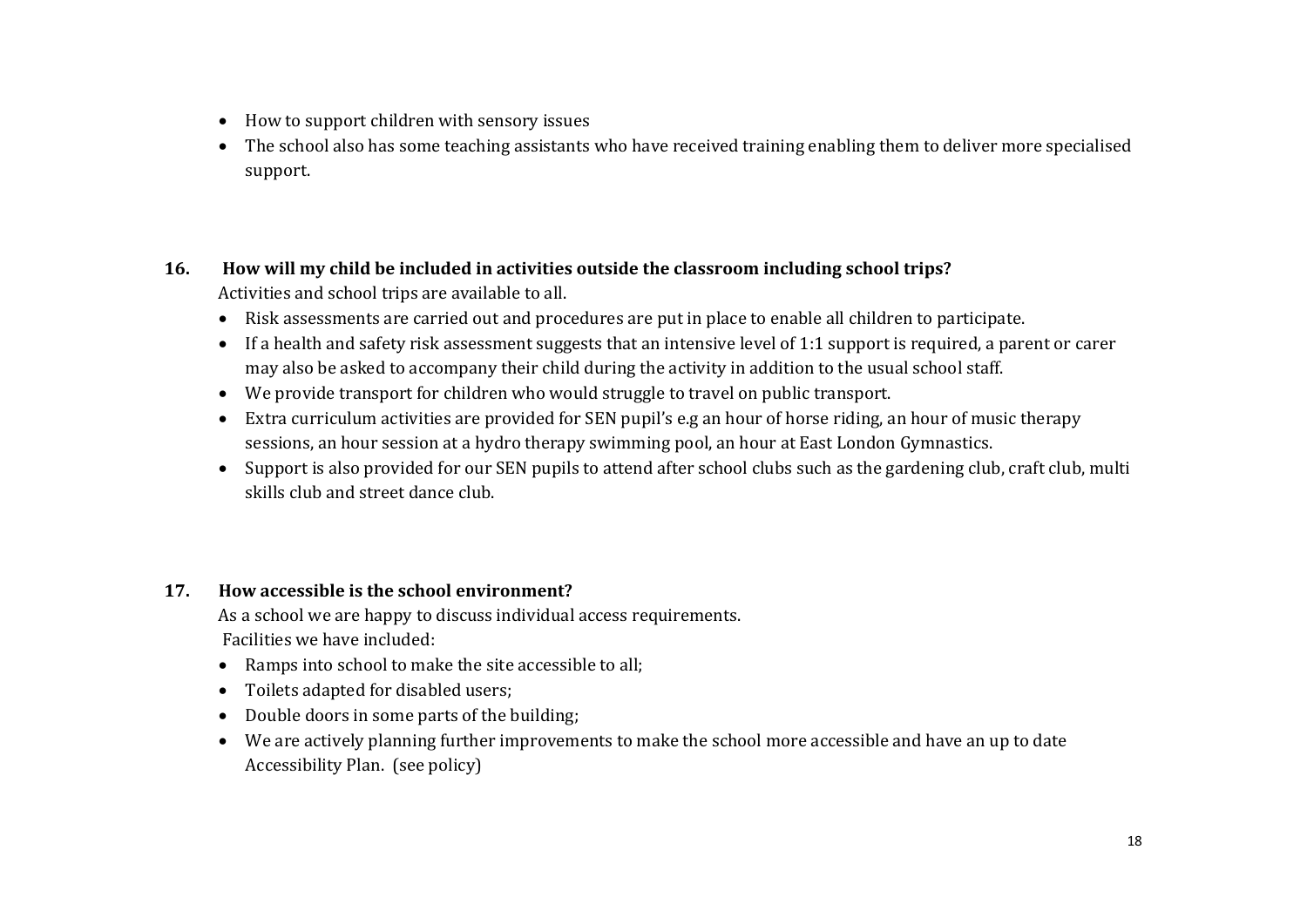- How to support children with sensory issues
- The school also has some teaching assistants who have received training enabling them to deliver more specialised support.

**16. How will my child be included in activities outside the classroom including school trips?**

Activities and school trips are available to all.

- Risk assessments are carried out and procedures are put in place to enable all children to participate.
- If a health and safety risk assessment suggests that an intensive level of 1:1 support is required, a parent or carer may also be asked to accompany their child during the activity in addition to the usual school staff.
- We provide transport for children who would struggle to travel on public transport.
- Extra curriculum activities are provided for SEN pupil's e.g an hour of horse riding, an hour of music therapy sessions, an hour session at a hydro therapy swimming pool, an hour at East London Gymnastics.
- Support is also provided for our SEN pupils to attend after school clubs such as the gardening club, craft club, multi skills club and street dance club.

**17. How accessible is the school environment?**

As a school we are happy to discuss individual access requirements.

Facilities we have included:

- Ramps into school to make the site accessible to all;
- Toilets adapted for disabled users;
- Double doors in some parts of the building;
- We are actively planning further improvements to make the school more accessible and have an up to date Accessibility Plan. (see policy)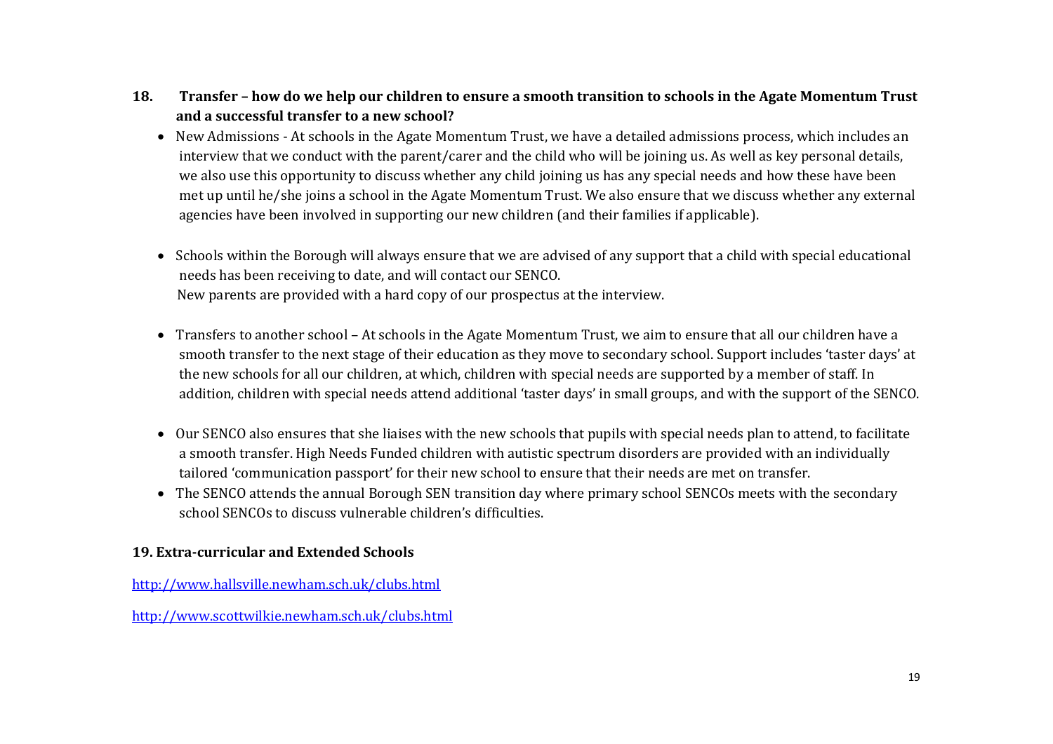## 18. Transfer – how do we help our children to ensure a smooth transition to schools in the Agate Momentum Trust and a successful transfer to a new school?

- New Admissions - At schools in the Agate Momentum Trust, we have a detailed admissions process, which includes an interview that we conduct with the parent/carer and the child who will be joining us. As well as key personal details, we also use this opportunity to discuss whether any child joining us has any special needs and how these have been met up until he/she joins a school in the Agate Momentum Trust. We also ensure that we discuss whether any external agencies have been involved in supporting our new children (and their families if applicable).

- Schools within the Borough will always ensure that we are advised of any support that a child with special educational needs has been receiving to date, and will contact our SENCO.
  New parents are provided with a hard copy of our prospectus at the interview.

- Transfers to another school – At schools in the Agate Momentum Trust, we aim to ensure that all our children have a smooth transfer to the next stage of their education as they move to secondary school. Support includes 'taster days' at the new schools for all our children, at which, children with special needs are supported by a member of staff. In addition, children with special needs attend additional 'taster days' in small groups, and with the support of the SENCO.

- Our SENCO also ensures that she liaises with the new schools that pupils with special needs plan to attend, to facilitate a smooth transfer. High Needs Funded children with autistic spectrum disorders are provided with an individually tailored 'communication passport' for their new school to ensure that their needs are met on transfer.
- The SENCO attends the annual Borough SEN transition day where primary school SENCOs meets with the secondary school SENCOs to discuss vulnerable children's difficulties.

## 19. Extra-curricular and Extended Schools

http://www.hallsville.newham.sch.uk/clubs.html

http://www.scottwilkie.newham.sch.uk/clubs.html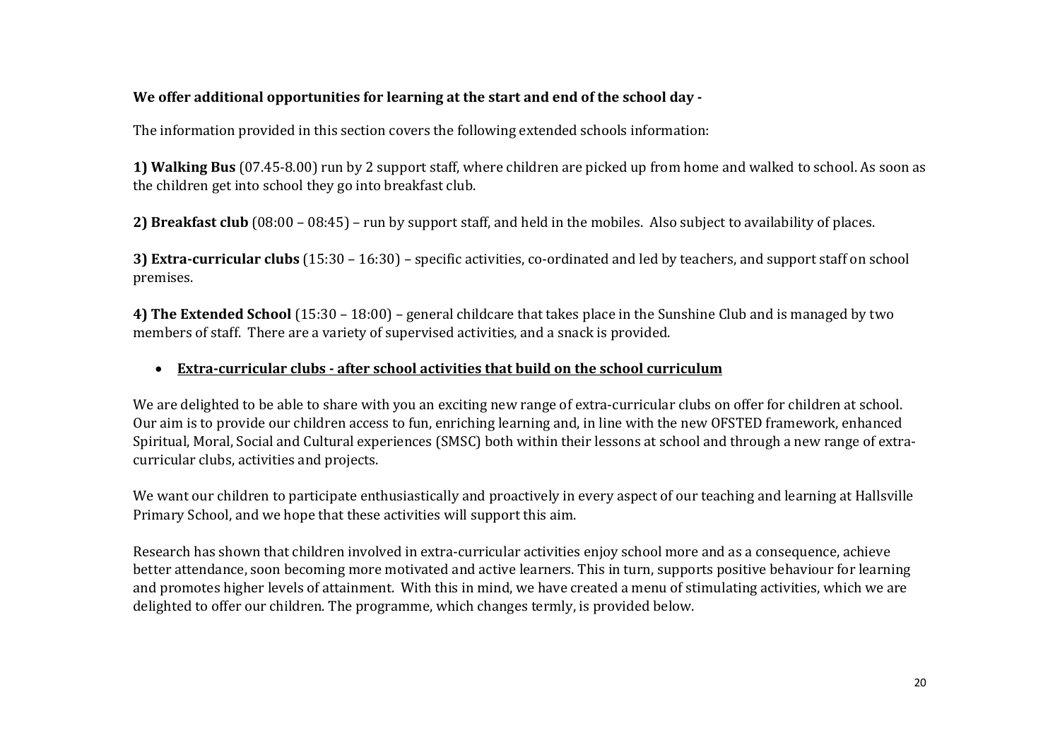**We offer additional opportunities for learning at the start and end of the school day -**

The information provided in this section covers the following extended schools information:

**1) Walking Bus** (07.45-8.00) run by 2 support staff, where children are picked up from home and walked to school. As soon as the children get into school they go into breakfast club.

**2) Breakfast club** (08:00 – 08:45) – run by support staff, and held in the mobiles. Also subject to availability of places.

**3) Extra-curricular clubs** (15:30 – 16:30) – specific activities, co-ordinated and led by teachers, and support staff on school premises.

**4) The Extended School** (15:30 – 18:00) – general childcare that takes place in the Sunshine Club and is managed by two members of staff. There are a variety of supervised activities, and a snack is provided.

- **Extra-curricular clubs - after school activities that build on the school curriculum**

We are delighted to be able to share with you an exciting new range of extra-curricular clubs on offer for children at school. Our aim is to provide our children access to fun, enriching learning and, in line with the new OFSTED framework, enhanced Spiritual, Moral, Social and Cultural experiences (SMSC) both within their lessons at school and through a new range of extra-curricular clubs, activities and projects.

We want our children to participate enthusiastically and proactively in every aspect of our teaching and learning at Hallsville Primary School, and we hope that these activities will support this aim.

Research has shown that children involved in extra-curricular activities enjoy school more and as a consequence, achieve better attendance, soon becoming more motivated and active learners. This in turn, supports positive behaviour for learning and promotes higher levels of attainment. With this in mind, we have created a menu of stimulating activities, which we are delighted to offer our children. The programme, which changes termly, is provided below.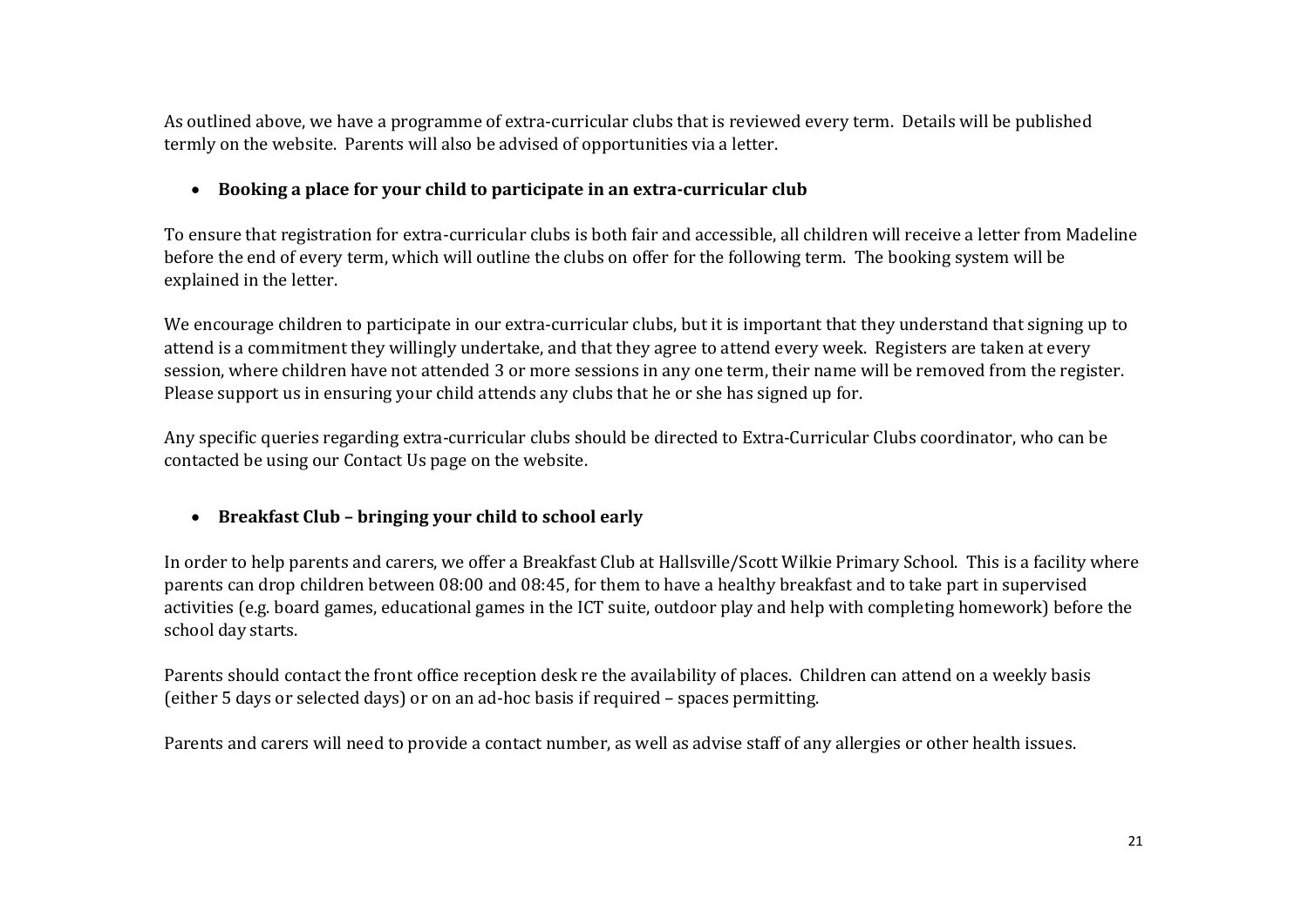As outlined above, we have a programme of extra-curricular clubs that is reviewed every term. Details will be published termly on the website. Parents will also be advised of opportunities via a letter.

- **Booking a place for your child to participate in an extra-curricular club**

To ensure that registration for extra-curricular clubs is both fair and accessible, all children will receive a letter from Madeline before the end of every term, which will outline the clubs on offer for the following term. The booking system will be explained in the letter.

We encourage children to participate in our extra-curricular clubs, but it is important that they understand that signing up to attend is a commitment they willingly undertake, and that they agree to attend every week. Registers are taken at every session, where children have not attended 3 or more sessions in any one term, their name will be removed from the register. Please support us in ensuring your child attends any clubs that he or she has signed up for.

Any specific queries regarding extra-curricular clubs should be directed to Extra-Curricular Clubs coordinator, who can be contacted be using our Contact Us page on the website.

- **Breakfast Club – bringing your child to school early**

In order to help parents and carers, we offer a Breakfast Club at Hallsville/Scott Wilkie Primary School. This is a facility where parents can drop children between 08:00 and 08:45, for them to have a healthy breakfast and to take part in supervised activities (e.g. board games, educational games in the ICT suite, outdoor play and help with completing homework) before the school day starts.

Parents should contact the front office reception desk re the availability of places. Children can attend on a weekly basis (either 5 days or selected days) or on an ad-hoc basis if required – spaces permitting.

Parents and carers will need to provide a contact number, as well as advise staff of any allergies or other health issues.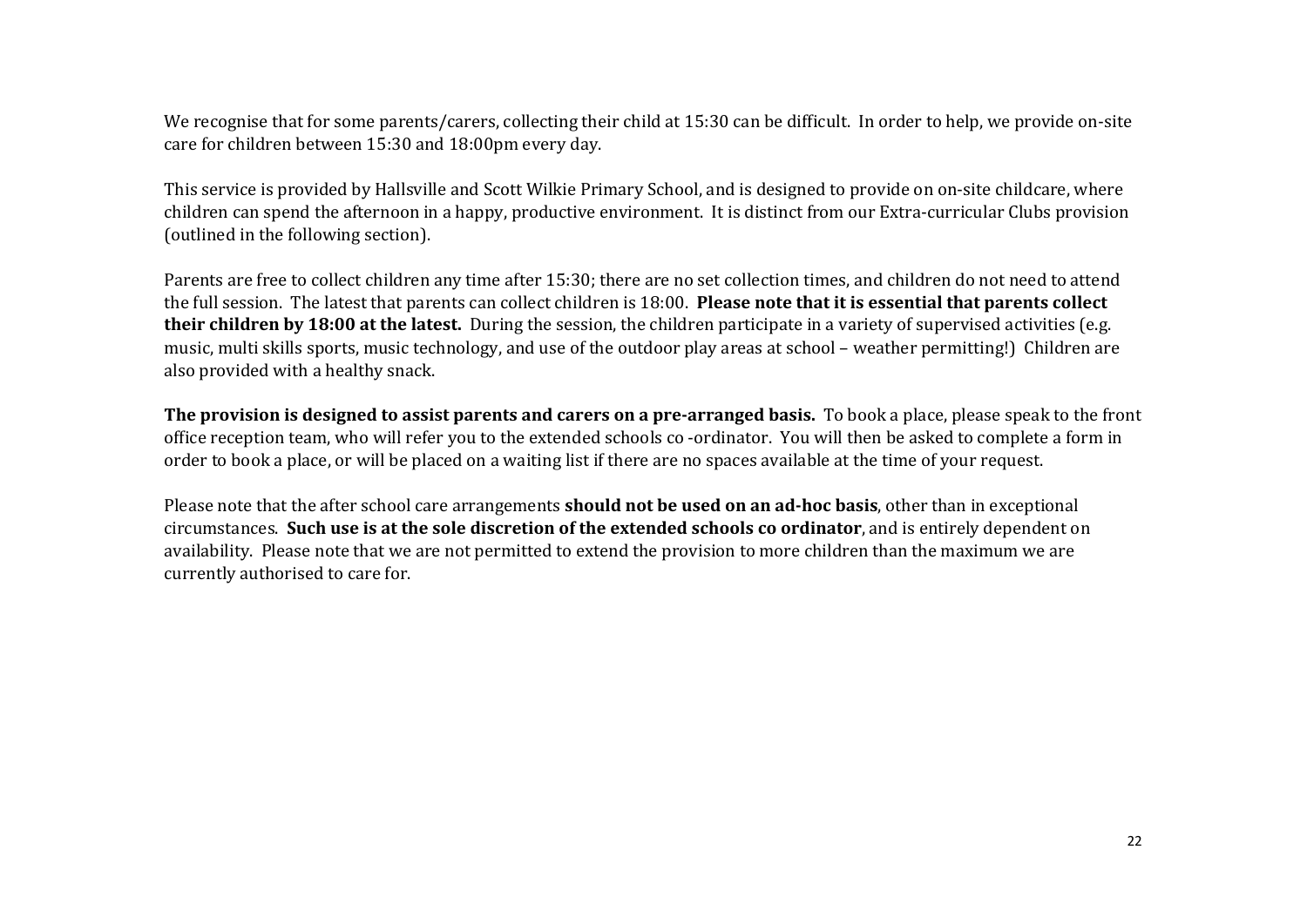We recognise that for some parents/carers, collecting their child at 15:30 can be difficult. In order to help, we provide on-site care for children between 15:30 and 18:00pm every day.

This service is provided by Hallsville and Scott Wilkie Primary School, and is designed to provide on on-site childcare, where children can spend the afternoon in a happy, productive environment. It is distinct from our Extra-curricular Clubs provision (outlined in the following section).

Parents are free to collect children any time after 15:30; there are no set collection times, and children do not need to attend the full session. The latest that parents can collect children is 18:00. **Please note that it is essential that parents collect their children by 18:00 at the latest.** During the session, the children participate in a variety of supervised activities (e.g. music, multi skills sports, music technology, and use of the outdoor play areas at school – weather permitting!) Children are also provided with a healthy snack.

**The provision is designed to assist parents and carers on a pre-arranged basis.** To book a place, please speak to the front office reception team, who will refer you to the extended schools co -ordinator. You will then be asked to complete a form in order to book a place, or will be placed on a waiting list if there are no spaces available at the time of your request.

Please note that the after school care arrangements **should not be used on an ad-hoc basis**, other than in exceptional circumstances. **Such use is at the sole discretion of the extended schools co ordinator**, and is entirely dependent on availability. Please note that we are not permitted to extend the provision to more children than the maximum we are currently authorised to care for.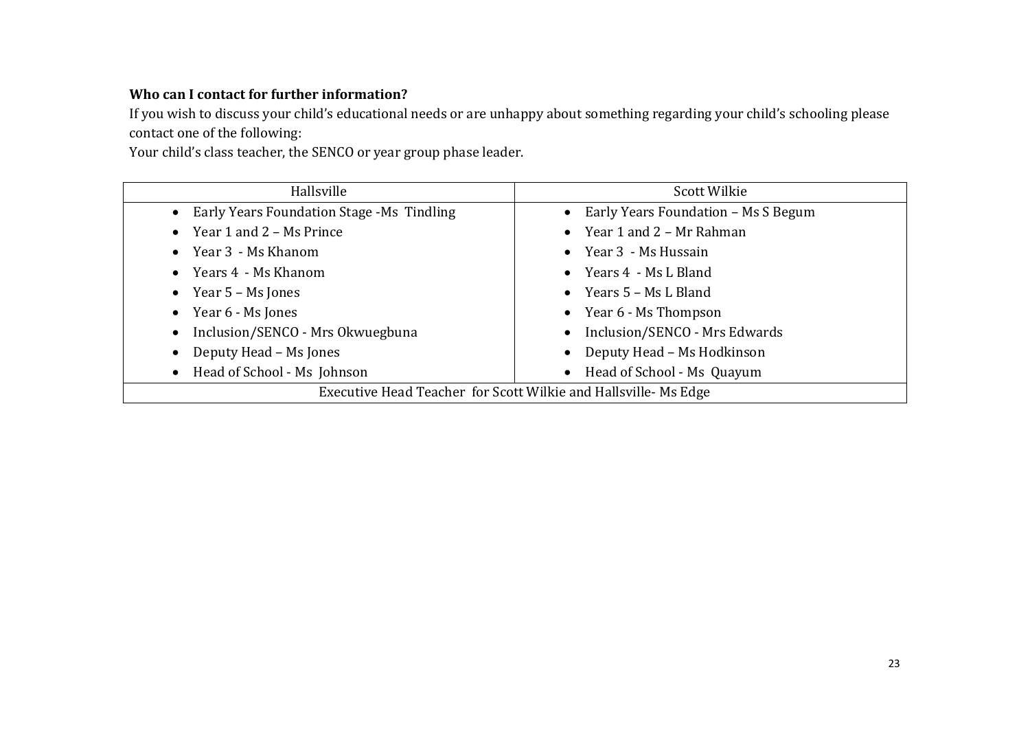**Who can I contact for further information?**

If you wish to discuss your child's educational needs or are unhappy about something regarding your child's schooling please contact one of the following:

Your child's class teacher, the SENCO or year group phase leader.

| Hallsville | Scott Wilkie |
|---|---|
| • Early Years Foundation Stage -Ms Tindling<br>• Year 1 and 2 – Ms Prince<br>• Year 3 - Ms Khanom<br>• Years 4 - Ms Khanom<br>• Year 5 – Ms Jones<br>• Year 6 - Ms Jones<br>• Inclusion/SENCO - Mrs Okwuegbuna<br>• Deputy Head – Ms Jones<br>• Head of School - Ms Johnson | • Early Years Foundation – Ms S Begum<br>• Year 1 and 2 – Mr Rahman<br>• Year 3 - Ms Hussain<br>• Years 4 - Ms L Bland<br>• Years 5 – Ms L Bland<br>• Year 6 - Ms Thompson<br>• Inclusion/SENCO - Mrs Edwards<br>• Deputy Head – Ms Hodkinson<br>• Head of School - Ms Quayum |
| Executive Head Teacher for Scott Wilkie and Hallsville- Ms Edge | |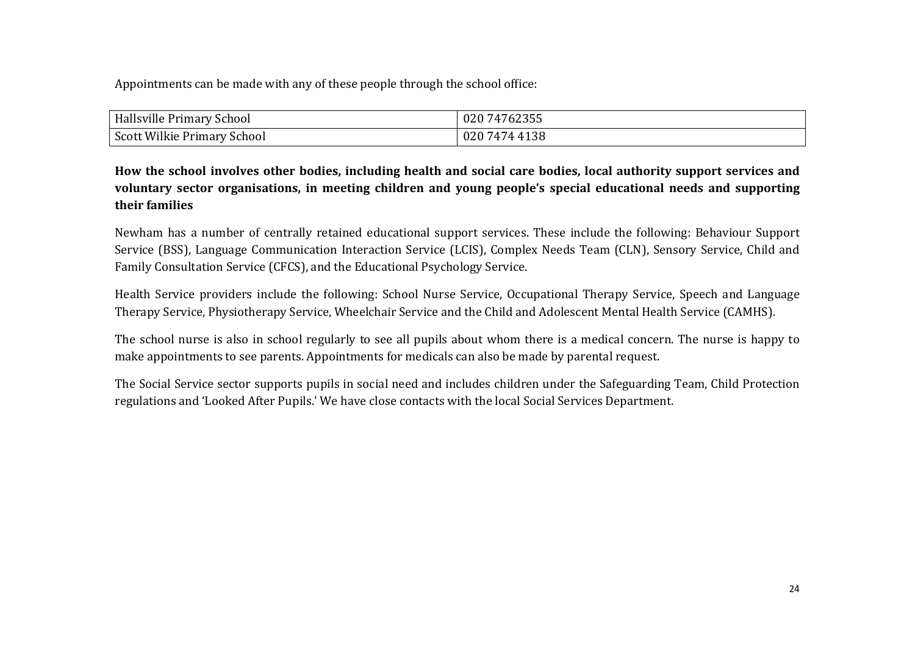Appointments can be made with any of these people through the school office:

| | |
|---|---|
| Hallsville Primary School | 020 74762355 |
| Scott Wilkie Primary School | 020 7474 4138 |

**How the school involves other bodies, including health and social care bodies, local authority support services and voluntary sector organisations, in meeting children and young people's special educational needs and supporting their families**

Newham has a number of centrally retained educational support services. These include the following: Behaviour Support Service (BSS), Language Communication Interaction Service (LCIS), Complex Needs Team (CLN), Sensory Service, Child and Family Consultation Service (CFCS), and the Educational Psychology Service.

Health Service providers include the following: School Nurse Service, Occupational Therapy Service, Speech and Language Therapy Service, Physiotherapy Service, Wheelchair Service and the Child and Adolescent Mental Health Service (CAMHS).

The school nurse is also in school regularly to see all pupils about whom there is a medical concern. The nurse is happy to make appointments to see parents. Appointments for medicals can also be made by parental request.

The Social Service sector supports pupils in social need and includes children under the Safeguarding Team, Child Protection regulations and 'Looked After Pupils.' We have close contacts with the local Social Services Department.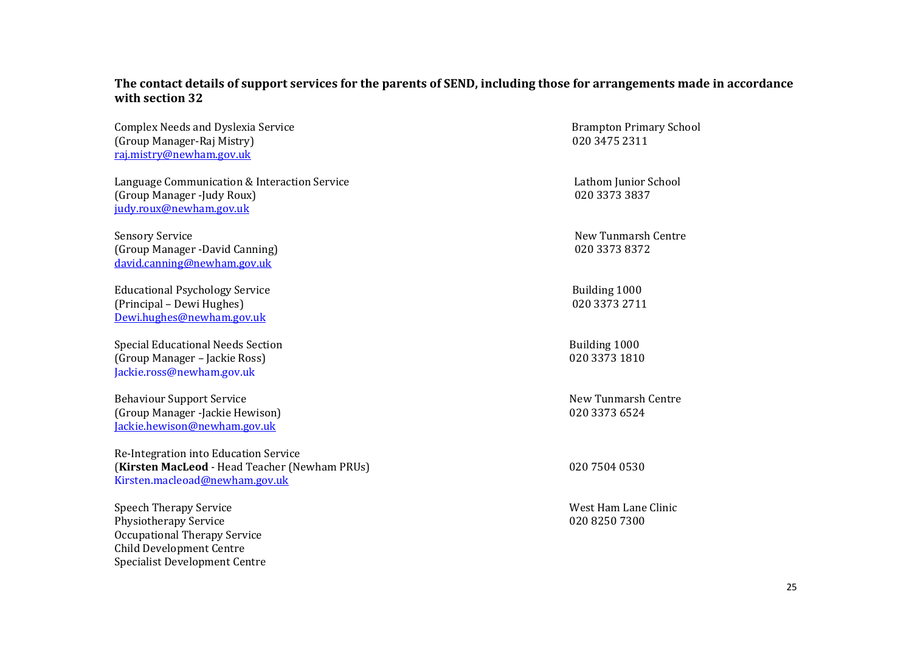**The contact details of support services for the parents of SEND, including those for arrangements made in accordance with section 32**

| | |
|---|---|
| Complex Needs and Dyslexia Service<br>(Group Manager-Raj Mistry)<br>raj.mistry@newham.gov.uk | Brampton Primary School<br>020 3475 2311 |
| Language Communication & Interaction Service<br>(Group Manager -Judy Roux)<br>judy.roux@newham.gov.uk | Lathom Junior School<br>020 3373 3837 |
| Sensory Service<br>(Group Manager -David Canning)<br>david.canning@newham.gov.uk | New Tunmarsh Centre<br>020 3373 8372 |
| Educational Psychology Service<br>(Principal – Dewi Hughes)<br>Dewi.hughes@newham.gov.uk | Building 1000<br>020 3373 2711 |
| Special Educational Needs Section<br>(Group Manager – Jackie Ross)<br>Jackie.ross@newham.gov.uk | Building 1000<br>020 3373 1810 |
| Behaviour Support Service<br>(Group Manager -Jackie Hewison)<br>Jackie.hewison@newham.gov.uk | New Tunmarsh Centre<br>020 3373 6524 |
| Re-Integration into Education Service<br>(**Kirsten MacLeod** - Head Teacher (Newham PRUs)<br>Kirsten.macleoad@newham.gov.uk | 020 7504 0530 |
| Speech Therapy Service<br>Physiotherapy Service<br>Occupational Therapy Service<br>Child Development Centre<br>Specialist Development Centre | West Ham Lane Clinic<br>020 8250 7300 |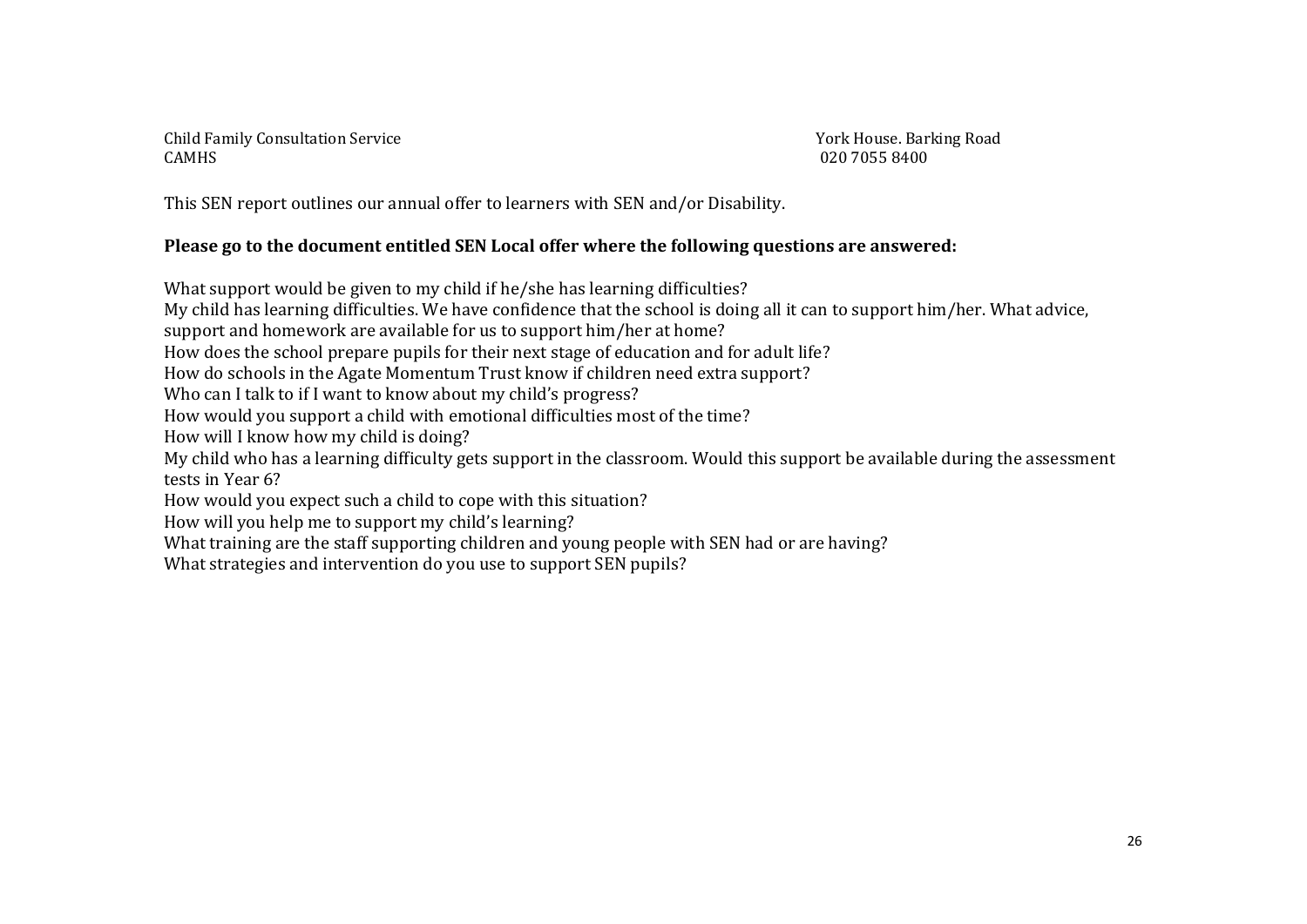Child Family Consultation Service
CAMHS

York House. Barking Road
020 7055 8400

This SEN report outlines our annual offer to learners with SEN and/or Disability.

**Please go to the document entitled SEN Local offer where the following questions are answered:**

What support would be given to my child if he/she has learning difficulties?
My child has learning difficulties. We have confidence that the school is doing all it can to support him/her. What advice, support and homework are available for us to support him/her at home?
How does the school prepare pupils for their next stage of education and for adult life?
How do schools in the Agate Momentum Trust know if children need extra support?
Who can I talk to if I want to know about my child's progress?
How would you support a child with emotional difficulties most of the time?
How will I know how my child is doing?
My child who has a learning difficulty gets support in the classroom. Would this support be available during the assessment tests in Year 6?
How would you expect such a child to cope with this situation?
How will you help me to support my child's learning?
What training are the staff supporting children and young people with SEN had or are having?
What strategies and intervention do you use to support SEN pupils?